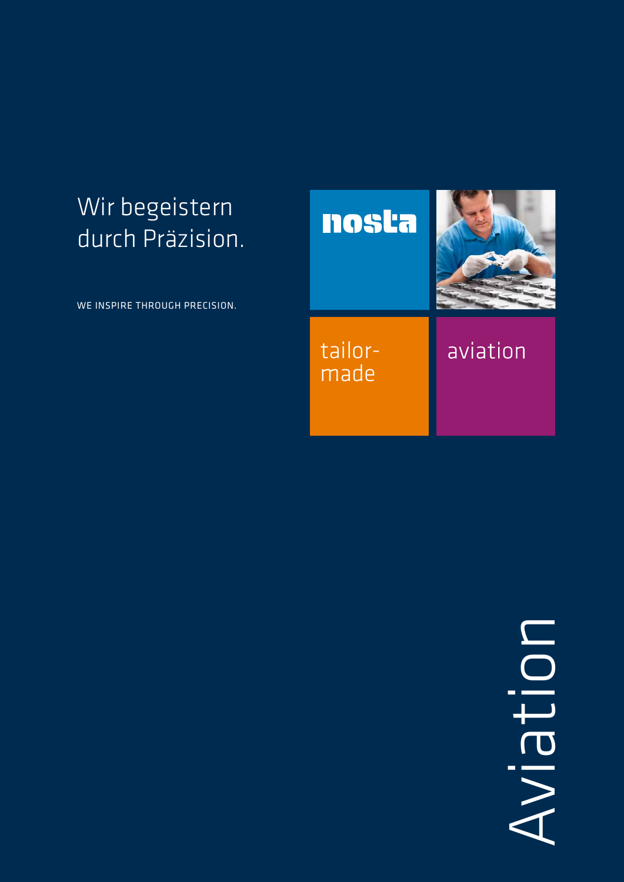Wir begeistern durch Präzision.

WE INSPIRE THROUGH PRECISION.

nosta

tailor-made

aviation

# Aviation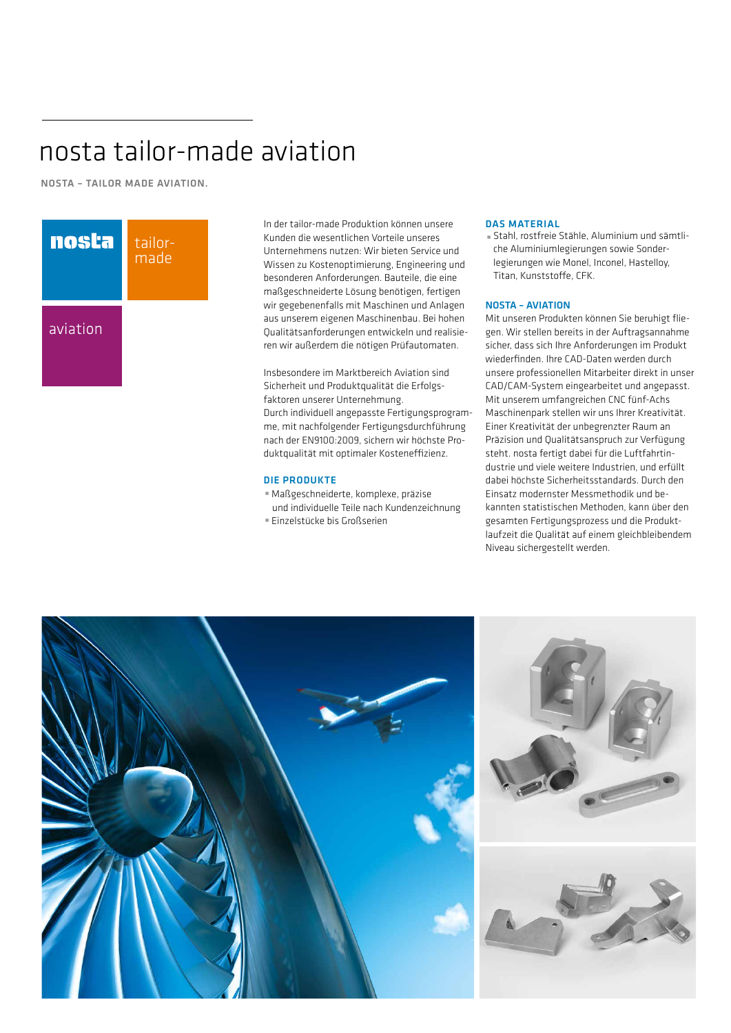# nosta tailor-made aviation

**NOSTA – TAILOR MADE AVIATION.**

nosta tailor-made aviation

In der tailor-made Produktion können unsere Kunden die wesentlichen Vorteile unseres Unternehmens nutzen: Wir bieten Service und Wissen zu Kostenoptimierung, Engineering und besonderen Anforderungen. Bauteile, die eine maßgeschneiderte Lösung benötigen, fertigen wir gegebenenfalls mit Maschinen und Anlagen aus unserem eigenen Maschinenbau. Bei hohen Qualitätsanforderungen entwickeln und realisieren wir außerdem die nötigen Prüfautomaten.

Insbesondere im Marktbereich Aviation sind Sicherheit und Produktqualität die Erfolgsfaktoren unserer Unternehmung.
Durch individuell angepasste Fertigungsprogramme, mit nachfolgender Fertigungsdurchführung nach der EN9100:2009, sichern wir höchste Produktqualität mit optimaler Kosteneffizienz.

### DIE PRODUKTE

- Maßgeschneiderte, komplexe, präzise und individuelle Teile nach Kundenzeichnung
- Einzelstücke bis Großserien

### DAS MATERIAL

- Stahl, rostfreie Stähle, Aluminium und sämtliche Aluminiumlegierungen sowie Sonderlegierungen wie Monel, Inconel, Hastelloy, Titan, Kunststoffe, CFK.

### NOSTA – AVIATION

Mit unseren Produkten können Sie beruhigt fliegen. Wir stellen bereits in der Auftragsannahme sicher, dass sich Ihre Anforderungen im Produkt wiederfinden. Ihre CAD-Daten werden durch unsere professionellen Mitarbeiter direkt in unser CAD/CAM-System eingearbeitet und angepasst. Mit unserem umfangreichen CNC fünf-Achs Maschinenpark stellen wir uns Ihrer Kreativität. Einer Kreativität der unbegrenzter Raum an Präzision und Qualitätsanspruch zur Verfügung steht. nosta fertigt dabei für die Luftfahrtindustrie und viele weitere Industrien, und erfüllt dabei höchste Sicherheitsstandards. Durch den Einsatz modernster Messmethodik und bekannten statistischen Methoden, kann über den gesamten Fertigungsprozess und die Produktlaufzeit die Qualität auf einem gleichbleibendem Niveau sichergestellt werden.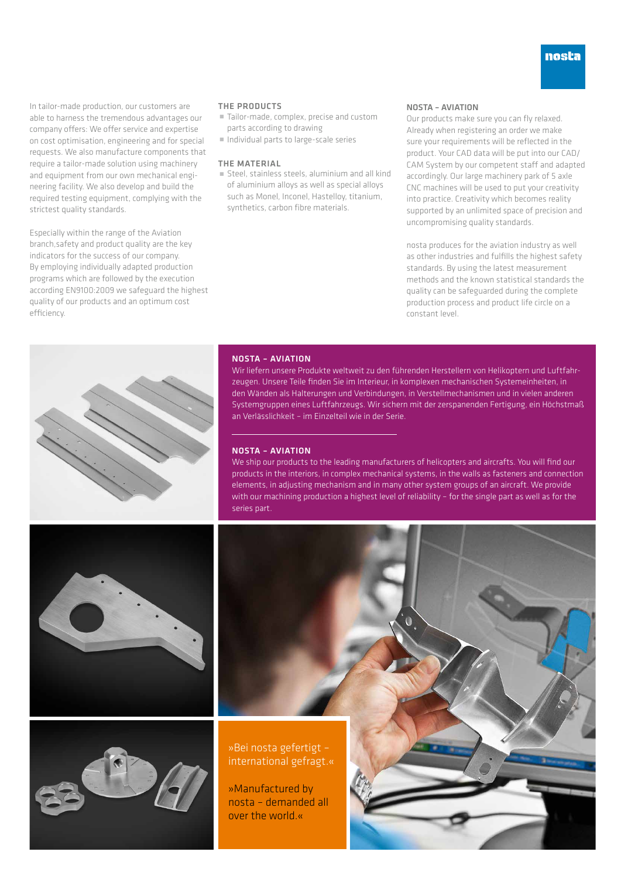In tailor-made production, our customers are able to harness the tremendous advantages our company offers: We offer service and expertise on cost optimisation, engineering and for special requests. We also manufacture components that require a tailor-made solution using machinery and equipment from our own mechanical engineering facility. We also develop and build the required testing equipment, complying with the strictest quality standards.

Especially within the range of the Aviation branch,safety and product quality are the key indicators for the success of our company. By employing individually adapted production programs which are followed by the execution according EN9100:2009 we safeguard the highest quality of our products and an optimum cost efficiency.

### THE PRODUCTS

- Tailor-made, complex, precise and custom parts according to drawing
- Individual parts to large-scale series

### THE MATERIAL

- Steel, stainless steels, aluminium and all kind of aluminium alloys as well as special alloys such as Monel, Inconel, Hastelloy, titanium, synthetics, carbon fibre materials.

### NOSTA – AVIATION

Our products make sure you can fly relaxed. Already when registering an order we make sure your requirements will be reflected in the product. Your CAD data will be put into our CAD/CAM System by our competent staff and adapted accordingly. Our large machinery park of 5 axle CNC machines will be used to put your creativity into practice. Creativity which becomes reality supported by an unlimited space of precision and uncompromising quality standards.

nosta produces for the aviation industry as well as other industries and fulfills the highest safety standards. By using the latest measurement methods and the known statistical standards the quality can be safeguarded during the complete production process and product life circle on a constant level.

### NOSTA – AVIATION

Wir liefern unsere Produkte weltweit zu den führenden Herstellern von Helikoptern und Luftfahrzeugen. Unsere Teile finden Sie im Interieur, in komplexen mechanischen Systemeinheiten, in den Wänden als Halterungen und Verbindungen, in Verstellmechanismen und in vielen anderen Systemgruppen eines Luftfahrzeugs. Wir sichern mit der zerspanenden Fertigung, ein Höchstmaß an Verlässlichkeit – im Einzelteil wie in der Serie.

### NOSTA – AVIATION

We ship our products to the leading manufacturers of helicopters and aircrafts. You will find our products in the interiors, in complex mechanical systems, in the walls as fasteners and connection elements, in adjusting mechanism and in many other system groups of an aircraft. We provide with our machining production a highest level of reliability – for the single part as well as for the series part.

»Bei nosta gefertigt – international gefragt.«

»Manufactured by nosta – demanded all over the world.«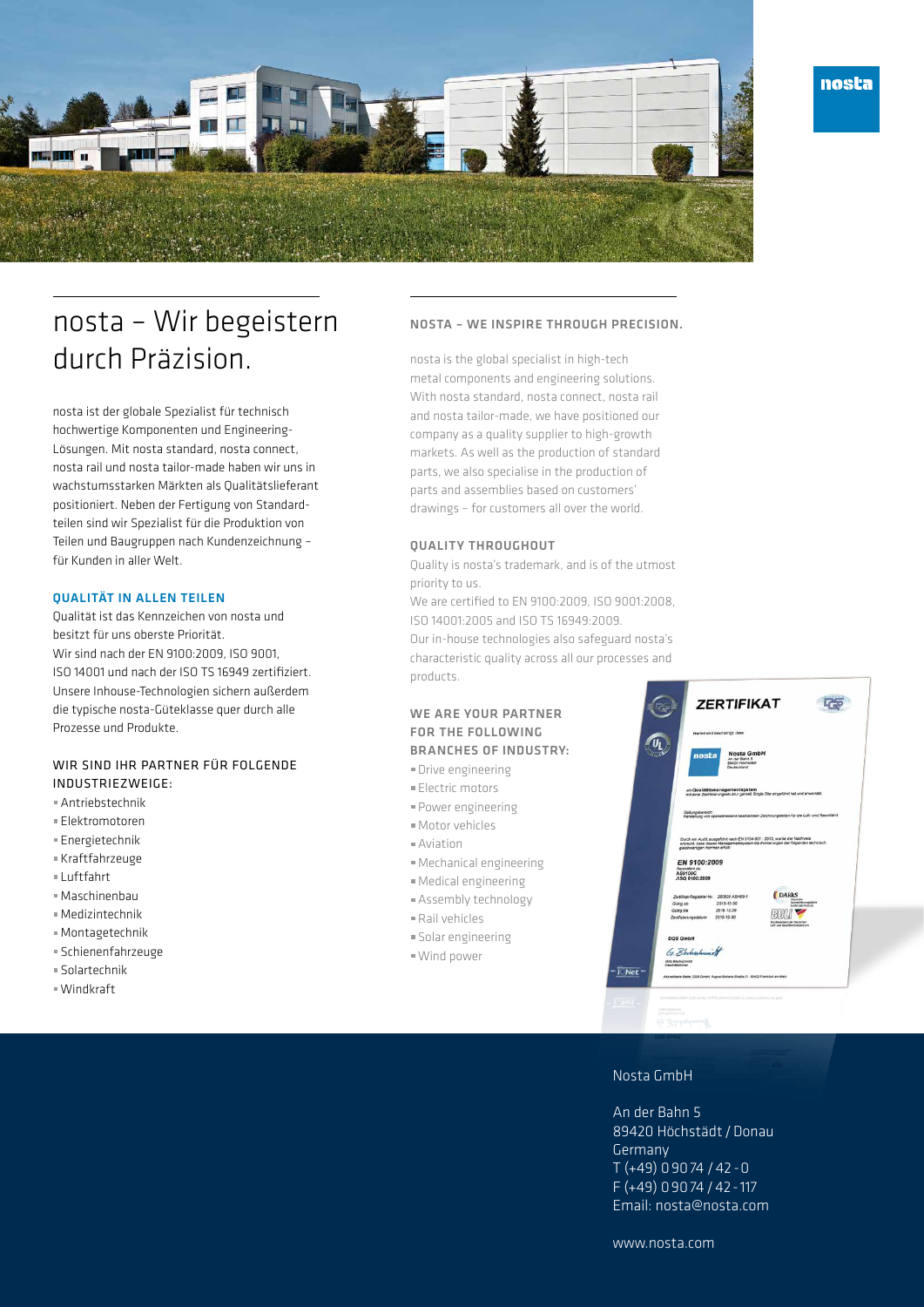nosta

# nosta – Wir begeistern durch Präzision.

nosta ist der globale Spezialist für technisch hochwertige Komponenten und Engineering-Lösungen. Mit nosta standard, nosta connect, nosta rail und nosta tailor-made haben wir uns in wachstumsstarken Märkten als Qualitätslieferant positioniert. Neben der Fertigung von Standardteilen sind wir Spezialist für die Produktion von Teilen und Baugruppen nach Kundenzeichnung – für Kunden in aller Welt.

### QUALITÄT IN ALLEN TEILEN

Qualität ist das Kennzeichen von nosta und besitzt für uns oberste Priorität.
Wir sind nach der EN 9100:2009, ISO 9001, ISO 14001 und nach der ISO TS 16949 zertifiziert. Unsere Inhouse-Technologien sichern außerdem die typische nosta-Güteklasse quer durch alle Prozesse und Produkte.

### WIR SIND IHR PARTNER FÜR FOLGENDE INDUSTRIEZWEIGE:

- Antriebstechnik
- Elektromotoren
- Energietechnik
- Kraftfahrzeuge
- Luftfahrt
- Maschinenbau
- Medizintechnik
- Montagetechnik
- Schienenfahrzeuge
- Solartechnik
- Windkraft

## NOSTA – WE INSPIRE THROUGH PRECISION.

nosta is the global specialist in high-tech metal components and engineering solutions. With nosta standard, nosta connect, nosta rail and nosta tailor-made, we have positioned our company as a quality supplier to high-growth markets. As well as the production of standard parts, we also specialise in the production of parts and assemblies based on customers' drawings – for customers all over the world.

### QUALITY THROUGHOUT

Quality is nosta's trademark, and is of the utmost priority to us.
We are certified to EN 9100:2009, ISO 9001:2008, ISO 14001:2005 and ISO TS 16949:2009.
Our in-house technologies also safeguard nosta's characteristic quality across all our processes and products.

### WE ARE YOUR PARTNER FOR THE FOLLOWING BRANCHES OF INDUSTRY:

- Drive engineering
- Electric motors
- Power engineering
- Motor vehicles
- Aviation
- Mechanical engineering
- Medical engineering
- Assembly technology
- Rail vehicles
- Solar engineering
- Wind power

Nosta GmbH

An der Bahn 5
89420 Höchstädt / Donau
Germany
T (+49) 0 90 74 / 42 - 0
F (+49) 0 90 74 / 42 - 117
Email: nosta@nosta.com

www.nosta.com